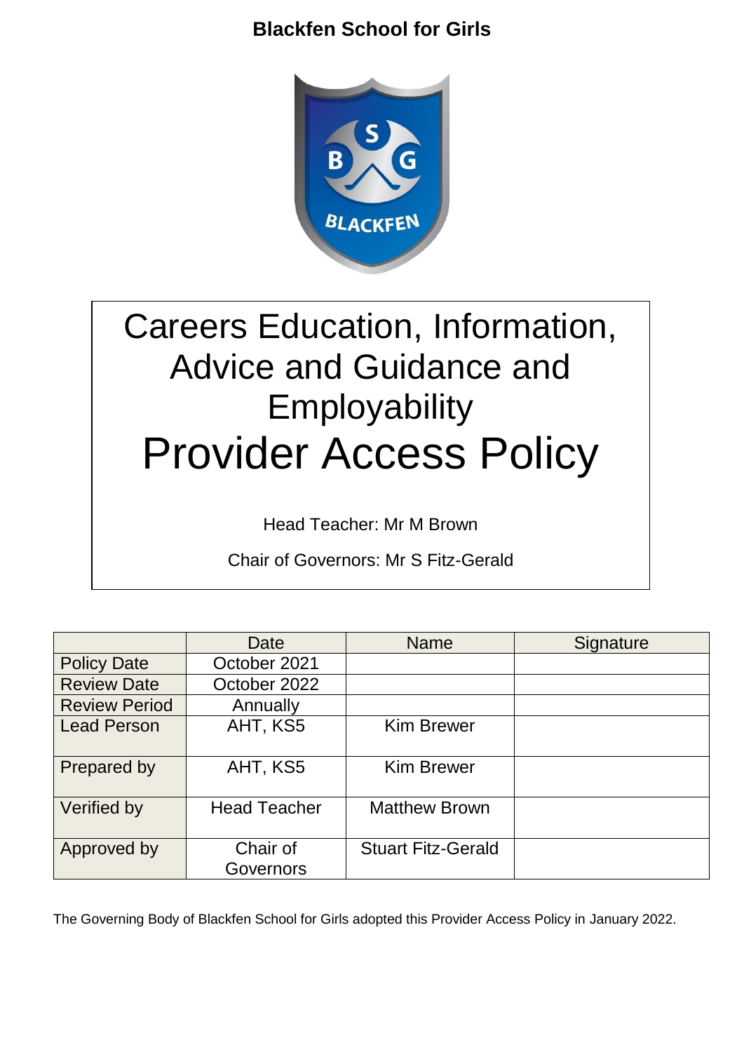# Blackfen School for Girls

# Careers Education, Information, Advice and Guidance and Employability

# Provider Access Policy

Head Teacher: Mr M Brown

Chair of Governors: Mr S Fitz-Gerald

| | Date | Name | Signature |
|---|---|---|---|
| Policy Date | October 2021 | | |
| Review Date | October 2022 | | |
| Review Period | Annually | | |
| Lead Person | AHT, KS5 | Kim Brewer | |
| Prepared by | AHT, KS5 | Kim Brewer | |
| Verified by | Head Teacher | Matthew Brown | |
| Approved by | Chair of Governors | Stuart Fitz-Gerald | |

The Governing Body of Blackfen School for Girls adopted this Provider Access Policy in January 2022.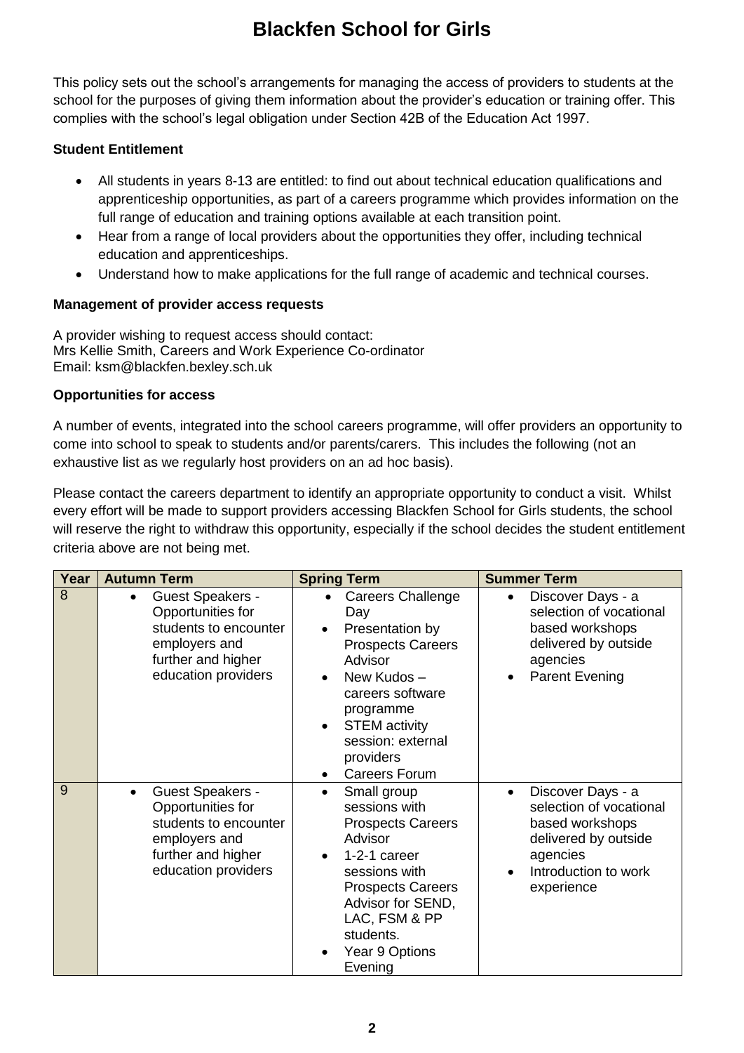# Blackfen School for Girls

This policy sets out the school's arrangements for managing the access of providers to students at the school for the purposes of giving them information about the provider's education or training offer. This complies with the school's legal obligation under Section 42B of the Education Act 1997.

**Student Entitlement**

- All students in years 8-13 are entitled: to find out about technical education qualifications and apprenticeship opportunities, as part of a careers programme which provides information on the full range of education and training options available at each transition point.
- Hear from a range of local providers about the opportunities they offer, including technical education and apprenticeships.
- Understand how to make applications for the full range of academic and technical courses.

**Management of provider access requests**

A provider wishing to request access should contact:
Mrs Kellie Smith, Careers and Work Experience Co-ordinator
Email: ksm@blackfen.bexley.sch.uk

**Opportunities for access**

A number of events, integrated into the school careers programme, will offer providers an opportunity to come into school to speak to students and/or parents/carers. This includes the following (not an exhaustive list as we regularly host providers on an ad hoc basis).

Please contact the careers department to identify an appropriate opportunity to conduct a visit. Whilst every effort will be made to support providers accessing Blackfen School for Girls students, the school will reserve the right to withdraw this opportunity, especially if the school decides the student entitlement criteria above are not being met.

| Year | Autumn Term | Spring Term | Summer Term |
|---|---|---|---|
| 8 | • Guest Speakers - Opportunities for students to encounter employers and further and higher education providers | • Careers Challenge Day<br>• Presentation by Prospects Careers Advisor<br>• New Kudos – careers software programme<br>• STEM activity session: external providers<br>• Careers Forum | • Discover Days - a selection of vocational based workshops delivered by outside agencies<br>• Parent Evening |
| 9 | • Guest Speakers - Opportunities for students to encounter employers and further and higher education providers | • Small group sessions with Prospects Careers Advisor<br>• 1-2-1 career sessions with Prospects Careers Advisor for SEND, LAC, FSM & PP students.<br>• Year 9 Options Evening | • Discover Days - a selection of vocational based workshops delivered by outside agencies<br>• Introduction to work experience |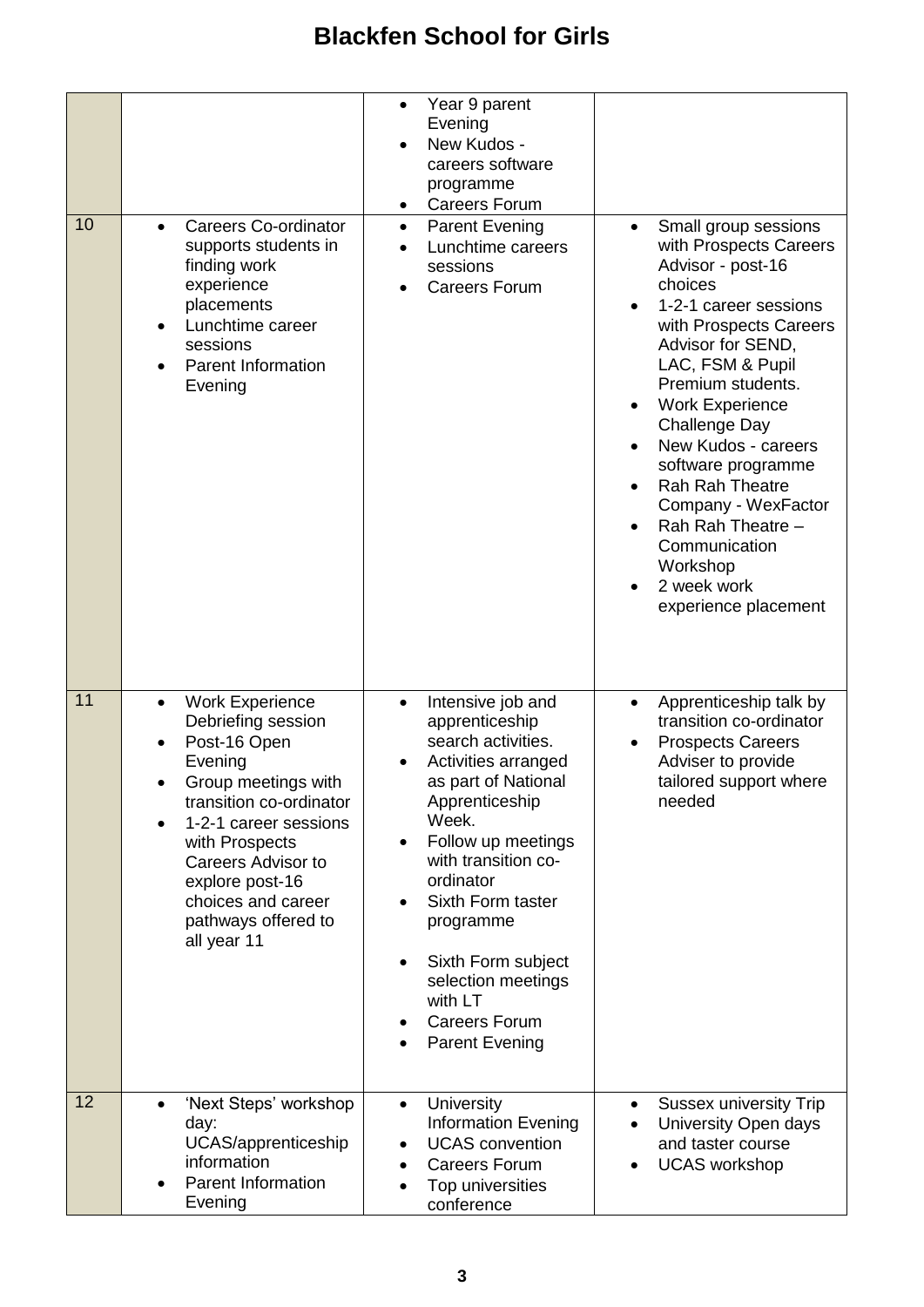# Blackfen School for Girls

| | | | |
|---|---|---|---|
| | | • Year 9 parent Evening<br>• New Kudos - careers software programme<br>• Careers Forum | |
| 10 | • Careers Co-ordinator supports students in finding work experience placements<br>• Lunchtime career sessions<br>• Parent Information Evening | • Parent Evening<br>• Lunchtime careers sessions<br>• Careers Forum | • Small group sessions with Prospects Careers Advisor - post-16 choices<br>• 1-2-1 career sessions with Prospects Careers Advisor for SEND, LAC, FSM & Pupil Premium students.<br>• Work Experience Challenge Day<br>• New Kudos - careers software programme<br>• Rah Rah Theatre Company - WexFactor<br>• Rah Rah Theatre – Communication Workshop<br>• 2 week work experience placement |
| 11 | • Work Experience Debriefing session<br>• Post-16 Open Evening<br>• Group meetings with transition co-ordinator<br>• 1-2-1 career sessions with Prospects Careers Advisor to explore post-16 choices and career pathways offered to all year 11 | • Intensive job and apprenticeship search activities.<br>• Activities arranged as part of National Apprenticeship Week.<br>• Follow up meetings with transition co-ordinator<br>• Sixth Form taster programme<br>• Sixth Form subject selection meetings with LT<br>• Careers Forum<br>• Parent Evening | • Apprenticeship talk by transition co-ordinator<br>• Prospects Careers Adviser to provide tailored support where needed |
| 12 | • 'Next Steps' workshop day: UCAS/apprenticeship information<br>• Parent Information Evening | • University Information Evening<br>• UCAS convention<br>• Careers Forum<br>• Top universities conference | • Sussex university Trip<br>• University Open days and taster course<br>• UCAS workshop |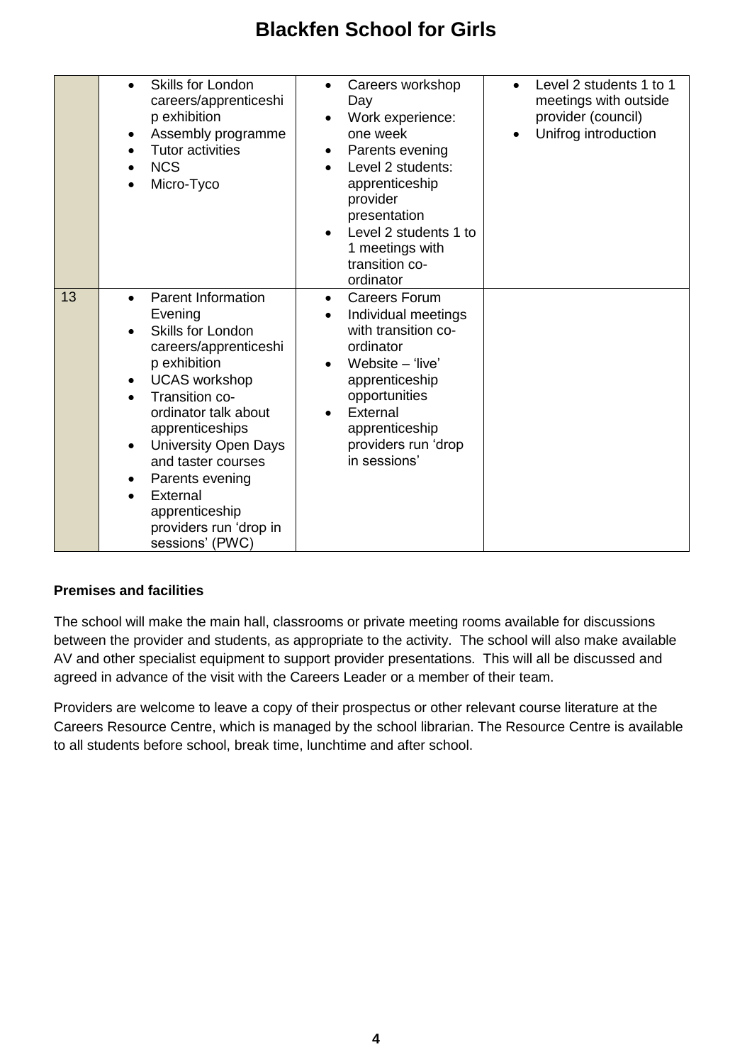| | | | |
|---|---|---|---|
| | • Skills for London careers/apprenticeship exhibition<br>• Assembly programme<br>• Tutor activities<br>• NCS<br>• Micro-Tyco | • Careers workshop Day<br>• Work experience: one week<br>• Parents evening<br>• Level 2 students: apprenticeship provider presentation<br>• Level 2 students 1 to 1 meetings with transition co-ordinator | • Level 2 students 1 to 1 meetings with outside provider (council)<br>• Unifrog introduction |
| 13 | • Parent Information Evening<br>• Skills for London careers/apprenticeship exhibition<br>• UCAS workshop<br>• Transition co-ordinator talk about apprenticeships<br>• University Open Days and taster courses<br>• Parents evening<br>• External apprenticeship providers run 'drop in sessions' (PWC) | • Careers Forum<br>• Individual meetings with transition co-ordinator<br>• Website – 'live' apprenticeship opportunities<br>• External apprenticeship providers run 'drop in sessions' | |

**Premises and facilities**

The school will make the main hall, classrooms or private meeting rooms available for discussions between the provider and students, as appropriate to the activity. The school will also make available AV and other specialist equipment to support provider presentations. This will all be discussed and agreed in advance of the visit with the Careers Leader or a member of their team.

Providers are welcome to leave a copy of their prospectus or other relevant course literature at the Careers Resource Centre, which is managed by the school librarian. The Resource Centre is available to all students before school, break time, lunchtime and after school.